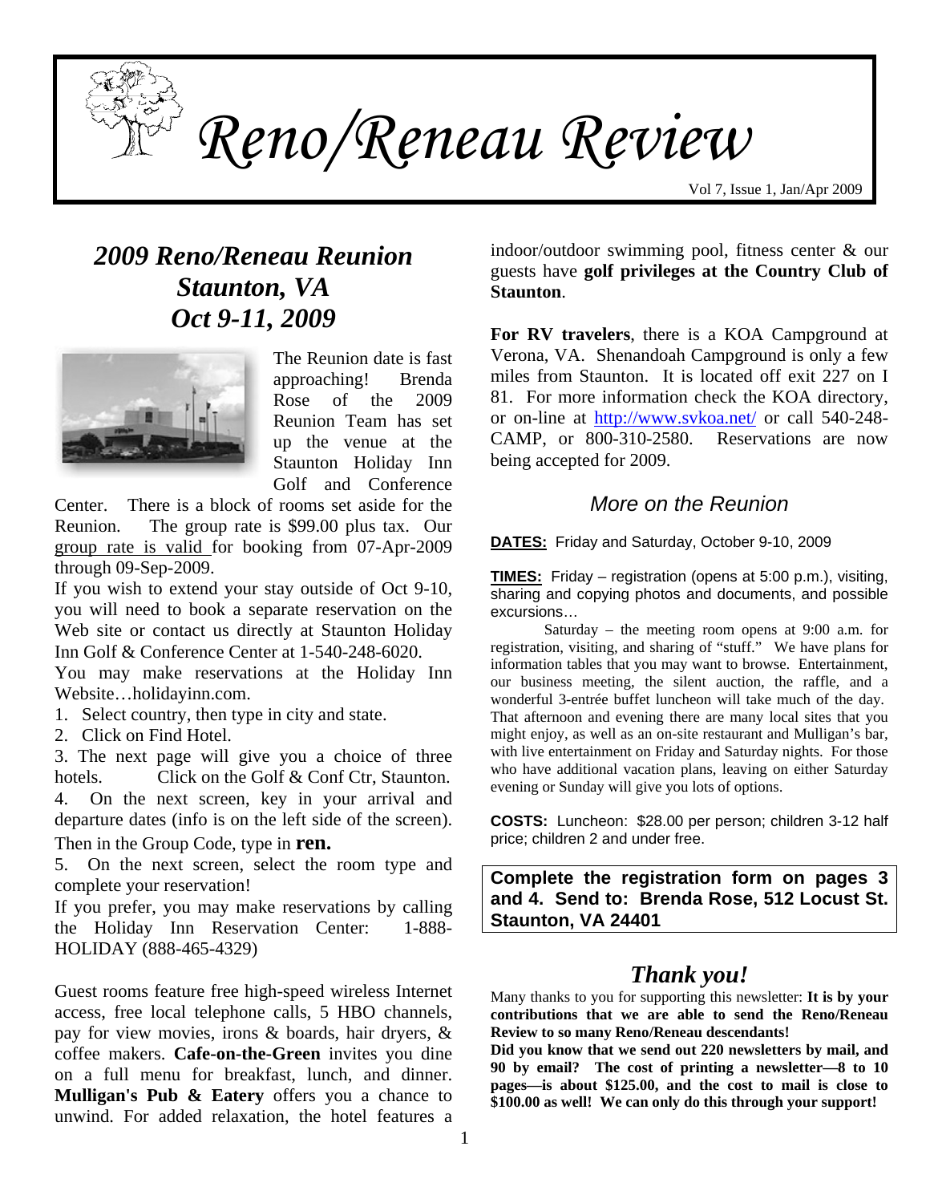# Reno/Reneau Review

Vol 7, Issue 1, Jan/Apr 2009

## *2009 Reno/Reneau Reunion*
## *Staunton, VA*
## *Oct 9-11, 2009*

The Reunion date is fast approaching! Brenda Rose of the 2009 Reunion Team has set up the venue at the Staunton Holiday Inn Golf and Conference Center. There is a block of rooms set aside for the Reunion. The group rate is $99.00 plus tax. Our group rate is valid for booking from 07-Apr-2009 through 09-Sep-2009.

If you wish to extend your stay outside of Oct 9-10, you will need to book a separate reservation on the Web site or contact us directly at Staunton Holiday Inn Golf & Conference Center at 1-540-248-6020.

You may make reservations at the Holiday Inn Website…holidayinn.com.

1. Select country, then type in city and state.
2. Click on Find Hotel.
3. The next page will give you a choice of three hotels. Click on the Golf & Conf Ctr, Staunton.
4. On the next screen, key in your arrival and departure dates (info is on the left side of the screen). Then in the Group Code, type in **ren.**
5. On the next screen, select the room type and complete your reservation!

If you prefer, you may make reservations by calling the Holiday Inn Reservation Center: 1-888-HOLIDAY (888-465-4329)

Guest rooms feature free high-speed wireless Internet access, free local telephone calls, 5 HBO channels, pay for view movies, irons & boards, hair dryers, & coffee makers. **Cafe-on-the-Green** invites you dine on a full menu for breakfast, lunch, and dinner. **Mulligan's Pub & Eatery** offers you a chance to unwind. For added relaxation, the hotel features a indoor/outdoor swimming pool, fitness center & our guests have **golf privileges at the Country Club of Staunton**.

**For RV travelers**, there is a KOA Campground at Verona, VA. Shenandoah Campground is only a few miles from Staunton. It is located off exit 227 on I 81. For more information check the KOA directory, or on-line at http://www.svkoa.net/ or call 540-248-CAMP, or 800-310-2580. Reservations are now being accepted for 2009.

### *More on the Reunion*

**DATES:** Friday and Saturday, October 9-10, 2009

**TIMES:** Friday – registration (opens at 5:00 p.m.), visiting, sharing and copying photos and documents, and possible excursions…

Saturday – the meeting room opens at 9:00 a.m. for registration, visiting, and sharing of "stuff." We have plans for information tables that you may want to browse. Entertainment, our business meeting, the silent auction, the raffle, and a wonderful 3-entrée buffet luncheon will take much of the day. That afternoon and evening there are many local sites that you might enjoy, as well as an on-site restaurant and Mulligan's bar, with live entertainment on Friday and Saturday nights. For those who have additional vacation plans, leaving on either Saturday evening or Sunday will give you lots of options.

**COSTS:** Luncheon: $28.00 per person; children 3-12 half price; children 2 and under free.

**Complete the registration form on pages 3 and 4. Send to: Brenda Rose, 512 Locust St. Staunton, VA 24401**

### *Thank you!*

Many thanks to you for supporting this newsletter: **It is by your contributions that we are able to send the Reno/Reneau Review to so many Reno/Reneau descendants!**

**Did you know that we send out 220 newsletters by mail, and 90 by email? The cost of printing a newsletter—8 to 10 pages—is about $125.00, and the cost to mail is close to $100.00 as well! We can only do this through your support!**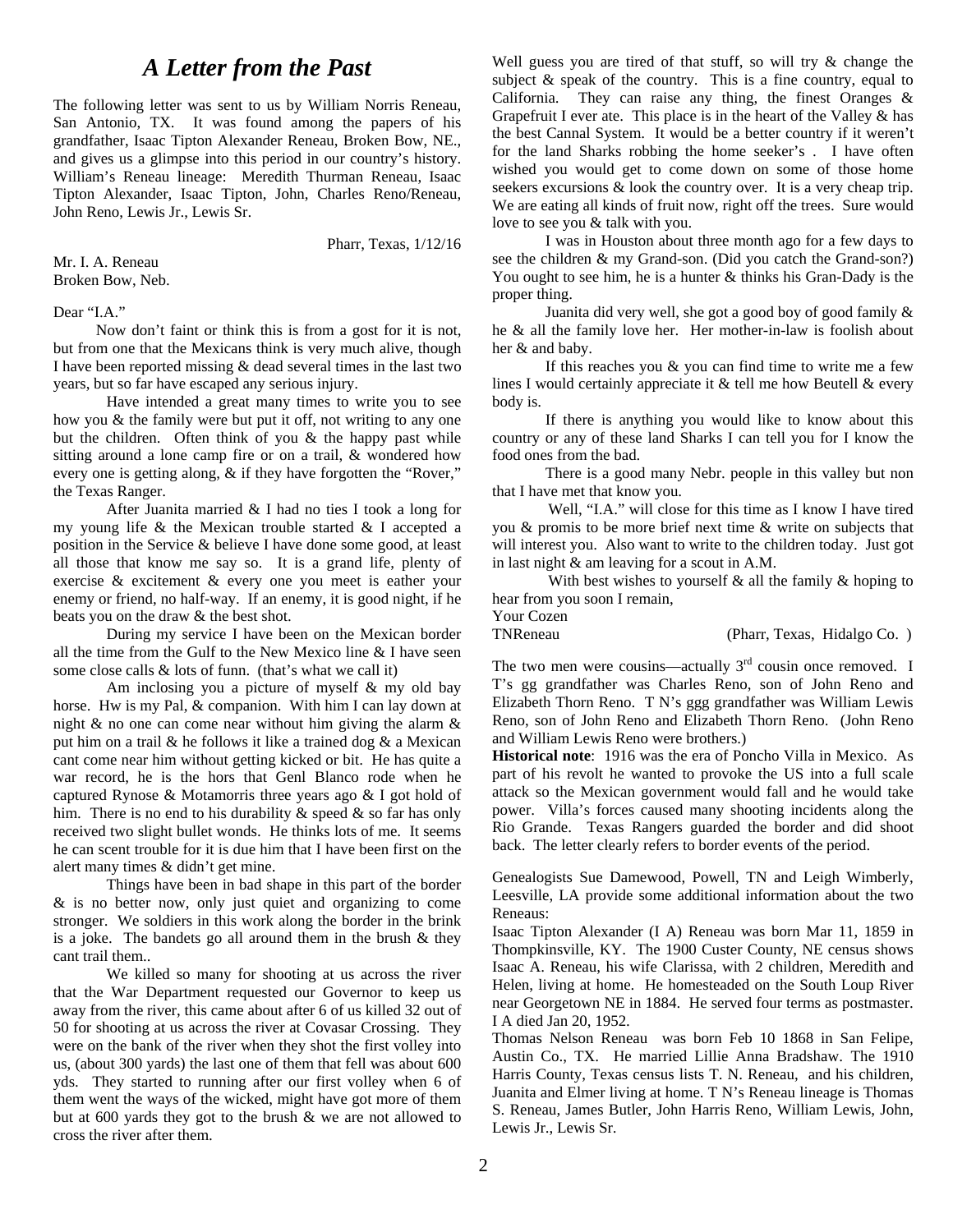# *A Letter from the Past*

The following letter was sent to us by William Norris Reneau, San Antonio, TX. It was found among the papers of his grandfather, Isaac Tipton Alexander Reneau, Broken Bow, NE., and gives us a glimpse into this period in our country's history. William's Reneau lineage: Meredith Thurman Reneau, Isaac Tipton Alexander, Isaac Tipton, John, Charles Reno/Reneau, John Reno, Lewis Jr., Lewis Sr.

Pharr, Texas, 1/12/16

Mr. I. A. Reneau
Broken Bow, Neb.

Dear "I.A."

Now don't faint or think this is from a gost for it is not, but from one that the Mexicans think is very much alive, though I have been reported missing & dead several times in the last two years, but so far have escaped any serious injury.

Have intended a great many times to write you to see how you & the family were but put it off, not writing to any one but the children. Often think of you & the happy past while sitting around a lone camp fire or on a trail, & wondered how every one is getting along, & if they have forgotten the "Rover," the Texas Ranger.

After Juanita married & I had no ties I took a long for my young life & the Mexican trouble started & I accepted a position in the Service & believe I have done some good, at least all those that know me say so. It is a grand life, plenty of exercise & excitement & every one you meet is eather your enemy or friend, no half-way. If an enemy, it is good night, if he beats you on the draw & the best shot.

During my service I have been on the Mexican border all the time from the Gulf to the New Mexico line & I have seen some close calls & lots of funn. (that's what we call it)

Am inclosing you a picture of myself & my old bay horse. Hw is my Pal, & companion. With him I can lay down at night & no one can come near without him giving the alarm & put him on a trail & he follows it like a trained dog & a Mexican cant come near him without getting kicked or bit. He has quite a war record, he is the hors that Genl Blanco rode when he captured Rynose & Motamorris three years ago & I got hold of him. There is no end to his durability & speed & so far has only received two slight bullet wonds. He thinks lots of me. It seems he can scent trouble for it is due him that I have been first on the alert many times & didn't get mine.

Things have been in bad shape in this part of the border & is no better now, only just quiet and organizing to come stronger. We soldiers in this work along the border in the brink is a joke. The bandets go all around them in the brush & they cant trail them..

We killed so many for shooting at us across the river that the War Department requested our Governor to keep us away from the river, this came about after 6 of us killed 32 out of 50 for shooting at us across the river at Covasar Crossing. They were on the bank of the river when they shot the first volley into us, (about 300 yards) the last one of them that fell was about 600 yds. They started to running after our first volley when 6 of them went the ways of the wicked, might have got more of them but at 600 yards they got to the brush & we are not allowed to cross the river after them.

Well guess you are tired of that stuff, so will try & change the subject & speak of the country. This is a fine country, equal to California. They can raise any thing, the finest Oranges & Grapefruit I ever ate. This place is in the heart of the Valley & has the best Cannal System. It would be a better country if it weren't for the land Sharks robbing the home seeker's . I have often wished you would get to come down on some of those home seekers excursions & look the country over. It is a very cheap trip. We are eating all kinds of fruit now, right off the trees. Sure would love to see you & talk with you.

I was in Houston about three month ago for a few days to see the children & my Grand-son. (Did you catch the Grand-son?) You ought to see him, he is a hunter & thinks his Gran-Dady is the proper thing.

Juanita did very well, she got a good boy of good family & he & all the family love her. Her mother-in-law is foolish about her & baby.

If this reaches you & you can find time to write me a few lines I would certainly appreciate it & tell me how Beutell & every body is.

If there is anything you would like to know about this country or any of these land Sharks I can tell you for I know the food ones from the bad.

There is a good many Nebr. people in this valley but non that I have met that know you.

Well, "I.A." will close for this time as I know I have tired you & promis to be more brief next time & write on subjects that will interest you. Also want to write to the children today. Just got in last night & am leaving for a scout in A.M.

With best wishes to yourself & all the family & hoping to hear from you soon I remain,

Your Cozen
TNReneau (Pharr, Texas, Hidalgo Co. )

The two men were cousins—actually 3rd cousin once removed. I T's gg grandfather was Charles Reno, son of John Reno and Elizabeth Thorn Reno. T N's ggg grandfather was William Lewis Reno, son of John Reno and Elizabeth Thorn Reno. (John Reno and William Lewis Reno were brothers.)

**Historical note**: 1916 was the era of Poncho Villa in Mexico. As part of his revolt he wanted to provoke the US into a full scale attack so the Mexican government would fall and he would take power. Villa's forces caused many shooting incidents along the Rio Grande. Texas Rangers guarded the border and did shoot back. The letter clearly refers to border events of the period.

Genealogists Sue Damewood, Powell, TN and Leigh Wimberly, Leesville, LA provide some additional information about the two Reneaus:

Isaac Tipton Alexander (I A) Reneau was born Mar 11, 1859 in Thompkinsville, KY. The 1900 Custer County, NE census shows Isaac A. Reneau, his wife Clarissa, with 2 children, Meredith and Helen, living at home. He homesteaded on the South Loup River near Georgetown NE in 1884. He served four terms as postmaster. I A died Jan 20, 1952.

Thomas Nelson Reneau was born Feb 10 1868 in San Felipe, Austin Co., TX. He married Lillie Anna Bradshaw. The 1910 Harris County, Texas census lists T. N. Reneau, and his children, Juanita and Elmer living at home. T N's Reneau lineage is Thomas S. Reneau, James Butler, John Harris Reno, William Lewis, John, Lewis Jr., Lewis Sr.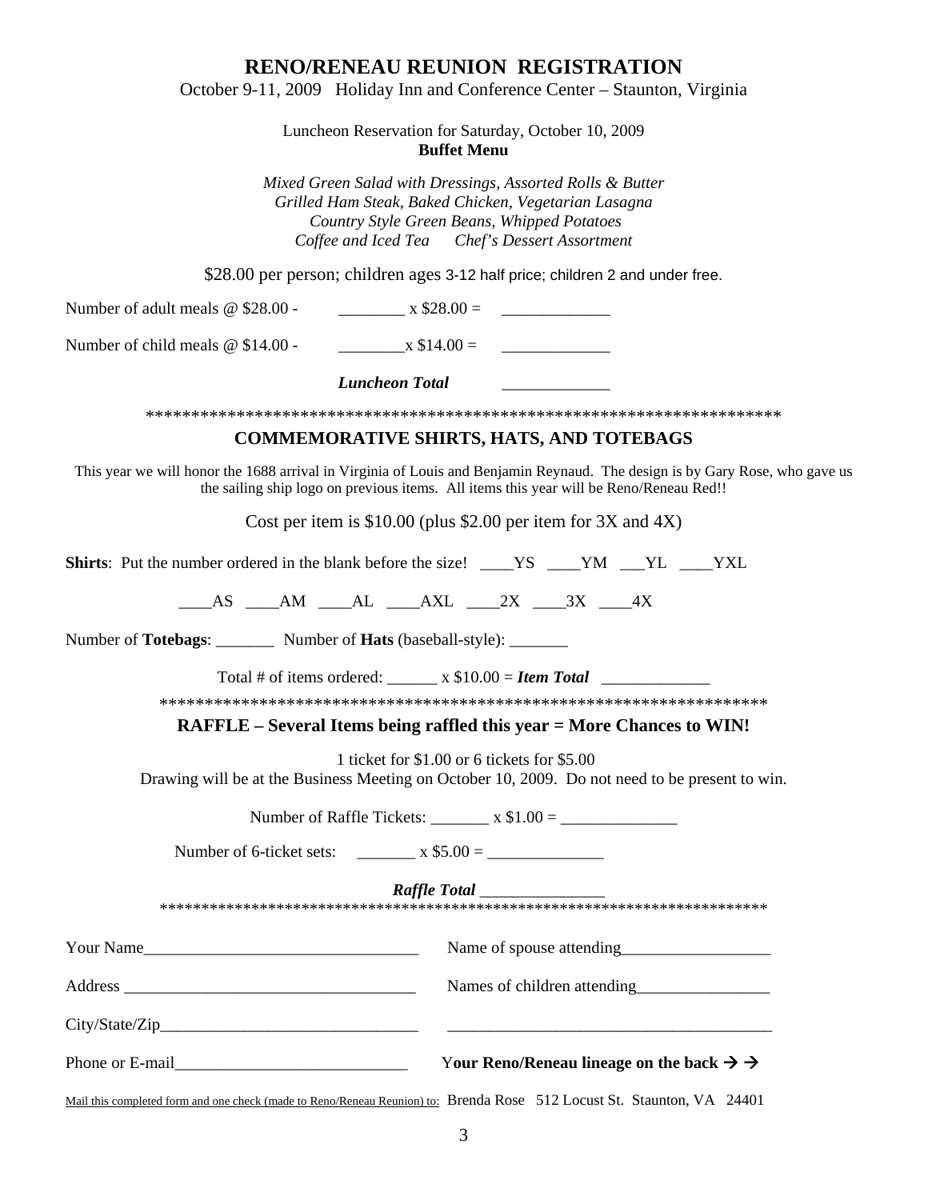# RENO/RENEAU REUNION REGISTRATION

October 9-11, 2009 Holiday Inn and Conference Center – Staunton, Virginia

Luncheon Reservation for Saturday, October 10, 2009

**Buffet Menu**

*Mixed Green Salad with Dressings, Assorted Rolls & Butter*
*Grilled Ham Steak, Baked Chicken, Vegetarian Lasagna*
*Country Style Green Beans, Whipped Potatoes*
*Coffee and Iced Tea     Chef's Dessert Assortment*

$28.00 per person; children ages 3-12 half price; children 2 and under free.

Number of adult meals @ $28.00 - ________ x $28.00 = _____________

Number of child meals @ $14.00 - ________x $14.00 = _____________

***Luncheon Total*** _____________

************************************************************************

## COMMEMORATIVE SHIRTS, HATS, AND TOTEBAGS

This year we will honor the 1688 arrival in Virginia of Louis and Benjamin Reynaud. The design is by Gary Rose, who gave us the sailing ship logo on previous items. All items this year will be Reno/Reneau Red!!

Cost per item is $10.00 (plus $2.00 per item for 3X and 4X)

**Shirts**: Put the number ordered in the blank before the size! ____YS ____YM ___YL ____YXL

____AS ____AM ____AL ____AXL ____2X ____3X ____4X

Number of **Totebags**: _______ Number of **Hats** (baseball-style): _______

Total # of items ordered: ______ x $10.00 = ***Item Total*** _____________

************************************************************************

## RAFFLE – Several Items being raffled this year = More Chances to WIN!

1 ticket for $1.00 or 6 tickets for $5.00

Drawing will be at the Business Meeting on October 10, 2009. Do not need to be present to win.

Number of Raffle Tickets: _______ x $1.00 = ______________

Number of 6-ticket sets: _______ x $5.00 = ______________

***Raffle Total*** _______________

************************************************************************

Your Name_________________________________

Address ___________________________________

City/State/Zip_______________________________

Phone or E-mail____________________________

Name of spouse attending__________________

Names of children attending________________

________________________________________

**Your Reno/Reneau lineage on the back → →**

Mail this completed form and one check (made to Reno/Reneau Reunion) to: Brenda Rose 512 Locust St. Staunton, VA 24401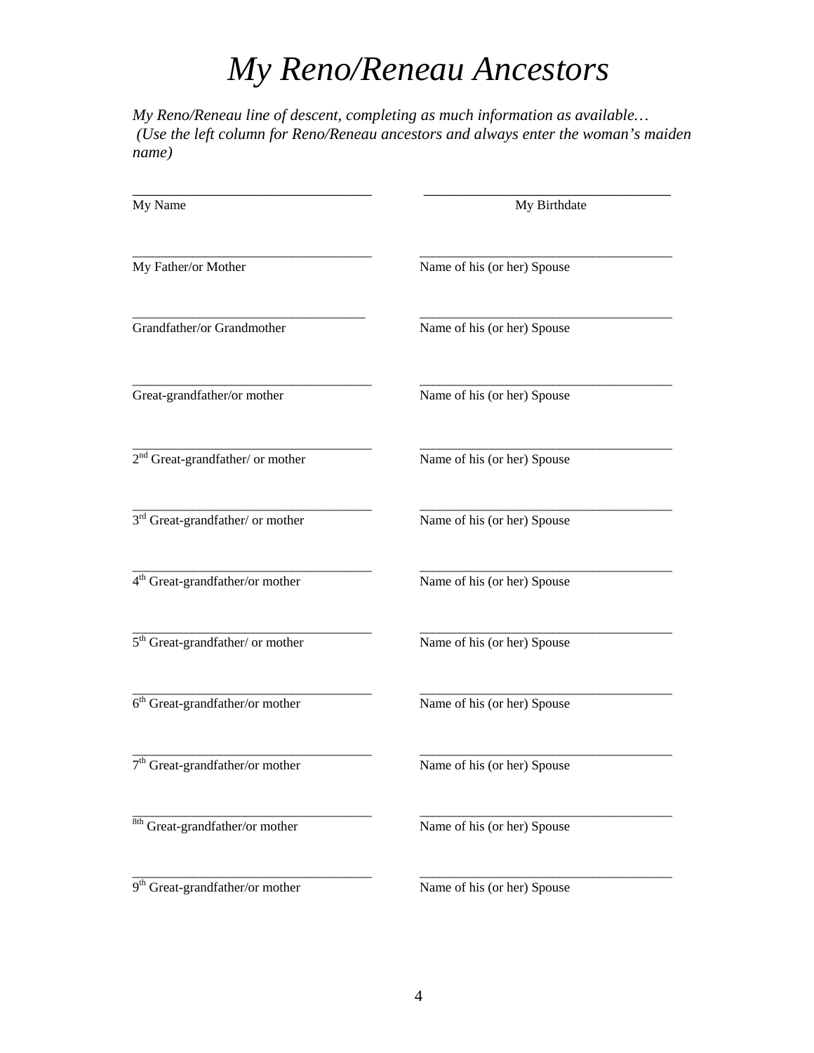# *My Reno/Reneau Ancestors*

*My Reno/Reneau line of descent, completing as much information as available…*
*(Use the left column for Reno/Reneau ancestors and always enter the woman's maiden name)*

| ________________________________ | ________________________________ |
|---|---|
| My Name | My Birthdate |
| ________________________________ | ________________________________ |
| My Father/or Mother | Name of his (or her) Spouse |
| ________________________________ | ________________________________ |
| Grandfather/or Grandmother | Name of his (or her) Spouse |
| ________________________________ | ________________________________ |
| Great-grandfather/or mother | Name of his (or her) Spouse |
| ________________________________ | ________________________________ |
| 2nd Great-grandfather/ or mother | Name of his (or her) Spouse |
| ________________________________ | ________________________________ |
| 3rd Great-grandfather/ or mother | Name of his (or her) Spouse |
| ________________________________ | ________________________________ |
| 4th Great-grandfather/or mother | Name of his (or her) Spouse |
| ________________________________ | ________________________________ |
| 5th Great-grandfather/ or mother | Name of his (or her) Spouse |
| ________________________________ | ________________________________ |
| 6th Great-grandfather/or mother | Name of his (or her) Spouse |
| ________________________________ | ________________________________ |
| 7th Great-grandfather/or mother | Name of his (or her) Spouse |
| ________________________________ | ________________________________ |
| 8th Great-grandfather/or mother | Name of his (or her) Spouse |
| ________________________________ | ________________________________ |
| 9th Great-grandfather/or mother | Name of his (or her) Spouse |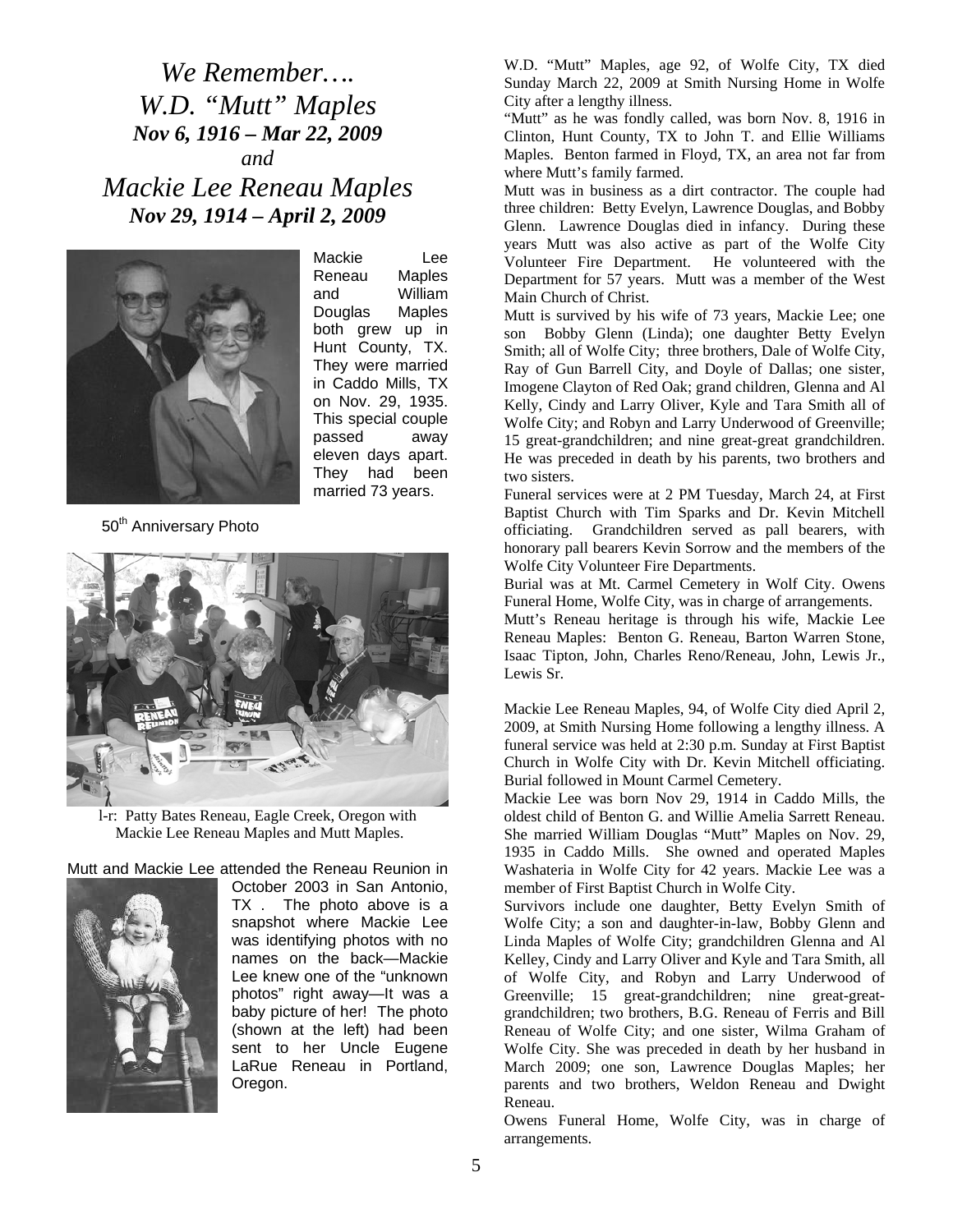# *We Remember….*
# *W.D. "Mutt" Maples*
### *Nov 6, 1916 – Mar 22, 2009*
*and*
# *Mackie Lee Reneau Maples*
### *Nov 29, 1914 – April 2, 2009*

Mackie Lee Reneau Maples and William Douglas Maples both grew up in Hunt County, TX. They were married in Caddo Mills, TX on Nov. 29, 1935. This special couple passed away eleven days apart. They had been married 73 years.

50th Anniversary Photo

l-r: Patty Bates Reneau, Eagle Creek, Oregon with Mackie Lee Reneau Maples and Mutt Maples.

Mutt and Mackie Lee attended the Reneau Reunion in October 2003 in San Antonio, TX . The photo above is a snapshot where Mackie Lee was identifying photos with no names on the back—Mackie Lee knew one of the "unknown photos" right away—It was a baby picture of her! The photo (shown at the left) had been sent to her Uncle Eugene LaRue Reneau in Portland, Oregon.

W.D. "Mutt" Maples, age 92, of Wolfe City, TX died Sunday March 22, 2009 at Smith Nursing Home in Wolfe City after a lengthy illness.

"Mutt" as he was fondly called, was born Nov. 8, 1916 in Clinton, Hunt County, TX to John T. and Ellie Williams Maples. Benton farmed in Floyd, TX, an area not far from where Mutt's family farmed.

Mutt was in business as a dirt contractor. The couple had three children: Betty Evelyn, Lawrence Douglas, and Bobby Glenn. Lawrence Douglas died in infancy. During these years Mutt was also active as part of the Wolfe City Volunteer Fire Department. He volunteered with the Department for 57 years. Mutt was a member of the West Main Church of Christ.

Mutt is survived by his wife of 73 years, Mackie Lee; one son Bobby Glenn (Linda); one daughter Betty Evelyn Smith; all of Wolfe City; three brothers, Dale of Wolfe City, Ray of Gun Barrell City, and Doyle of Dallas; one sister, Imogene Clayton of Red Oak; grand children, Glenna and Al Kelly, Cindy and Larry Oliver, Kyle and Tara Smith all of Wolfe City; and Robyn and Larry Underwood of Greenville; 15 great-grandchildren; and nine great-great grandchildren. He was preceded in death by his parents, two brothers and two sisters.

Funeral services were at 2 PM Tuesday, March 24, at First Baptist Church with Tim Sparks and Dr. Kevin Mitchell officiating. Grandchildren served as pall bearers, with honorary pall bearers Kevin Sorrow and the members of the Wolfe City Volunteer Fire Departments.

Burial was at Mt. Carmel Cemetery in Wolf City. Owens Funeral Home, Wolfe City, was in charge of arrangements.

Mutt's Reneau heritage is through his wife, Mackie Lee Reneau Maples: Benton G. Reneau, Barton Warren Stone, Isaac Tipton, John, Charles Reno/Reneau, John, Lewis Jr., Lewis Sr.

Mackie Lee Reneau Maples, 94, of Wolfe City died April 2, 2009, at Smith Nursing Home following a lengthy illness. A funeral service was held at 2:30 p.m. Sunday at First Baptist Church in Wolfe City with Dr. Kevin Mitchell officiating. Burial followed in Mount Carmel Cemetery.

Mackie Lee was born Nov 29, 1914 in Caddo Mills, the oldest child of Benton G. and Willie Amelia Sarrett Reneau. She married William Douglas "Mutt" Maples on Nov. 29, 1935 in Caddo Mills. She owned and operated Maples Washateria in Wolfe City for 42 years. Mackie Lee was a member of First Baptist Church in Wolfe City.

Survivors include one daughter, Betty Evelyn Smith of Wolfe City; a son and daughter-in-law, Bobby Glenn and Linda Maples of Wolfe City; grandchildren Glenna and Al Kelley, Cindy and Larry Oliver and Kyle and Tara Smith, all of Wolfe City, and Robyn and Larry Underwood of Greenville; 15 great-grandchildren; nine great-great-grandchildren; two brothers, B.G. Reneau of Ferris and Bill Reneau of Wolfe City; and one sister, Wilma Graham of Wolfe City. She was preceded in death by her husband in March 2009; one son, Lawrence Douglas Maples; her parents and two brothers, Weldon Reneau and Dwight Reneau.

Owens Funeral Home, Wolfe City, was in charge of arrangements.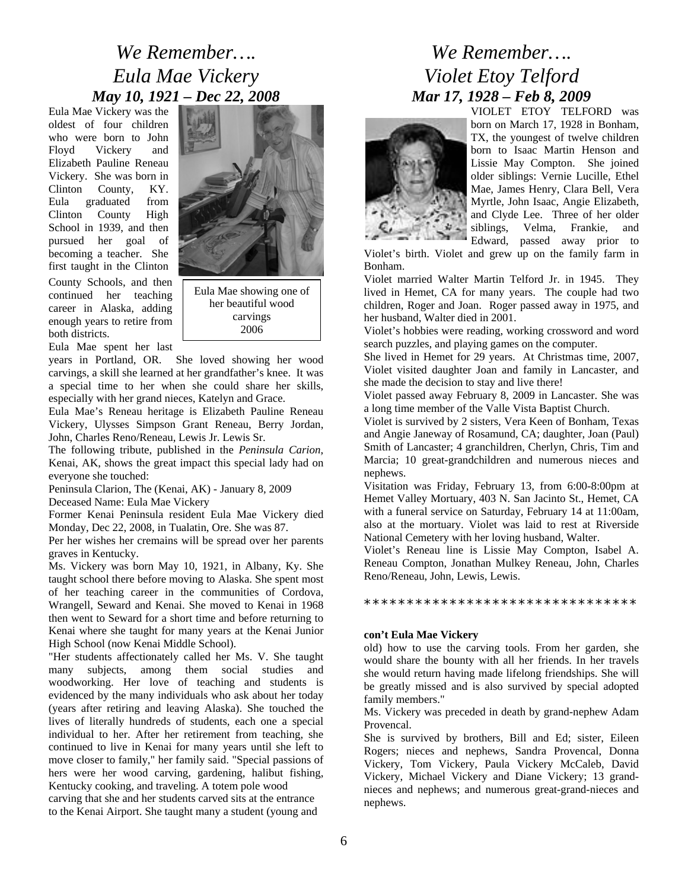# We Remember….
# Eula Mae Vickery
## *May 10, 1921 – Dec 22, 2008*

Eula Mae Vickery was the oldest of four children who were born to John Floyd Vickery and Elizabeth Pauline Reneau Vickery. She was born in Clinton County, KY. Eula graduated from Clinton County High School in 1939, and then pursued her goal of becoming a teacher. She first taught in the Clinton County Schools, and then continued her teaching career in Alaska, adding enough years to retire from both districts.

Eula Mae showing one of her beautiful wood carvings 2006

Eula Mae spent her last years in Portland, OR. She loved showing her wood carvings, a skill she learned at her grandfather's knee. It was a special time to her when she could share her skills, especially with her grand nieces, Katelyn and Grace.

Eula Mae's Reneau heritage is Elizabeth Pauline Reneau Vickery, Ulysses Simpson Grant Reneau, Berry Jordan, John, Charles Reno/Reneau, Lewis Jr. Lewis Sr.

The following tribute, published in the *Peninsula Carion*, Kenai, AK, shows the great impact this special lady had on everyone she touched:

Peninsula Clarion, The (Kenai, AK) - January 8, 2009
Deceased Name: Eula Mae Vickery

Former Kenai Peninsula resident Eula Mae Vickery died Monday, Dec 22, 2008, in Tualatin, Ore. She was 87.

Per her wishes her cremains will be spread over her parents graves in Kentucky.

Ms. Vickery was born May 10, 1921, in Albany, Ky. She taught school there before moving to Alaska. She spent most of her teaching career in the communities of Cordova, Wrangell, Seward and Kenai. She moved to Kenai in 1968 then went to Seward for a short time and before returning to Kenai where she taught for many years at the Kenai Junior High School (now Kenai Middle School).

"Her students affectionately called her Ms. V. She taught many subjects, among them social studies and woodworking. Her love of teaching and students is evidenced by the many individuals who ask about her today (years after retiring and leaving Alaska). She touched the lives of literally hundreds of students, each one a special individual to her. After her retirement from teaching, she continued to live in Kenai for many years until she left to move closer to family," her family said. "Special passions of hers were her wood carving, gardening, halibut fishing, Kentucky cooking, and traveling. A totem pole wood carving that she and her students carved sits at the entrance to the Kenai Airport. She taught many a student (young and old) how to use the carving tools. From her garden, she would share the bounty with all her friends. In her travels she would return having made lifelong friendships. She will be greatly missed and is also survived by special adopted family members."

Ms. Vickery was preceded in death by grand-nephew Adam Provencal.

She is survived by brothers, Bill and Ed; sister, Eileen Rogers; nieces and nephews, Sandra Provencal, Donna Vickery, Tom Vickery, Paula Vickery McCaleb, David Vickery, Michael Vickery and Diane Vickery; 13 grand-nieces and nephews; and numerous great-grand-nieces and nephews.

# We Remember….
# Violet Etoy Telford
## *Mar 17, 1928 – Feb 8, 2009*

VIOLET ETOY TELFORD was born on March 17, 1928 in Bonham, TX, the youngest of twelve children born to Isaac Martin Henson and Lissie May Compton. She joined older siblings: Vernie Lucille, Ethel Mae, James Henry, Clara Bell, Vera Myrtle, John Isaac, Angie Elizabeth, and Clyde Lee. Three of her older siblings, Velma, Frankie, and Edward, passed away prior to Violet's birth. Violet and grew up on the family farm in Bonham.

Violet married Walter Martin Telford Jr. in 1945. They lived in Hemet, CA for many years. The couple had two children, Roger and Joan. Roger passed away in 1975, and her husband, Walter died in 2001.

Violet's hobbies were reading, working crossword and word search puzzles, and playing games on the computer.

She lived in Hemet for 29 years. At Christmas time, 2007, Violet visited daughter Joan and family in Lancaster, and she made the decision to stay and live there!

Violet passed away February 8, 2009 in Lancaster. She was a long time member of the Valle Vista Baptist Church.

Violet is survived by 2 sisters, Vera Keen of Bonham, Texas and Angie Janeway of Rosamund, CA; daughter, Joan (Paul) Smith of Lancaster; 4 granchildren, Cherlyn, Chris, Tim and Marcia; 10 great-grandchildren and numerous nieces and nephews.

Visitation was Friday, February 13, from 6:00-8:00pm at Hemet Valley Mortuary, 403 N. San Jacinto St., Hemet, CA with a funeral service on Saturday, February 14 at 11:00am, also at the mortuary. Violet was laid to rest at Riverside National Cemetery with her loving husband, Walter.

Violet's Reneau line is Lissie May Compton, Isabel A. Reneau Compton, Jonathan Mulkey Reneau, John, Charles Reno/Reneau, John, Lewis, Lewis.

********************************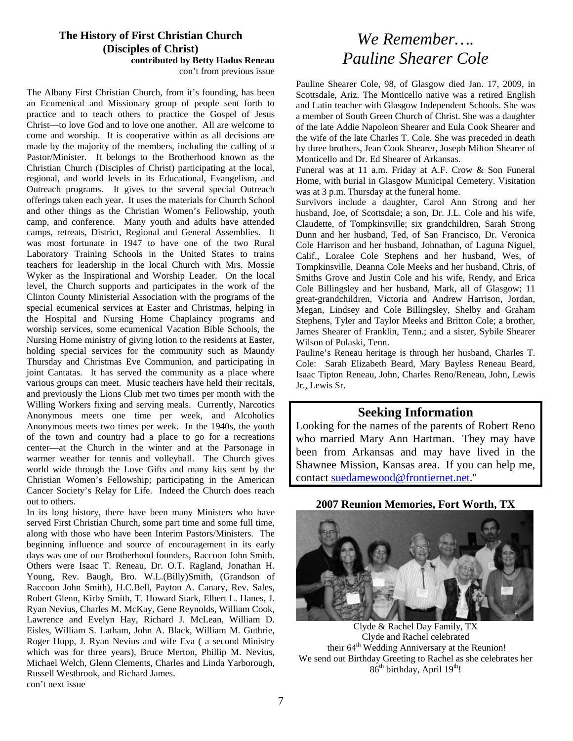## The History of First Christian Church (Disciples of Christ)

**contributed by Betty Hadus Reneau**

con't from previous issue

The Albany First Christian Church, from it's founding, has been an Ecumenical and Missionary group of people sent forth to practice and to teach others to practice the Gospel of Jesus Christ—to love God and to love one another. All are welcome to come and worship. It is cooperative within as all decisions are made by the majority of the members, including the calling of a Pastor/Minister. It belongs to the Brotherhood known as the Christian Church (Disciples of Christ) participating at the local, regional, and world levels in its Educational, Evangelism, and Outreach programs. It gives to the several special Outreach offerings taken each year. It uses the materials for Church School and other things as the Christian Women's Fellowship, youth camp, and conference. Many youth and adults have attended camps, retreats, District, Regional and General Assemblies. It was most fortunate in 1947 to have one of the two Rural Laboratory Training Schools in the United States to trains teachers for leadership in the local Church with Mrs. Mossie Wyker as the Inspirational and Worship Leader. On the local level, the Church supports and participates in the work of the Clinton County Ministerial Association with the programs of the special ecumenical services at Easter and Christmas, helping in the Hospital and Nursing Home Chaplaincy programs and worship services, some ecumenical Vacation Bible Schools, the Nursing Home ministry of giving lotion to the residents at Easter, holding special services for the community such as Maundy Thursday and Christmas Eve Communion, and participating in joint Cantatas. It has served the community as a place where various groups can meet. Music teachers have held their recitals, and previously the Lions Club met two times per month with the Willing Workers fixing and serving meals. Currently, Narcotics Anonymous meets one time per week, and Alcoholics Anonymous meets two times per week. In the 1940s, the youth of the town and country had a place to go for a recreations center—at the Church in the winter and at the Parsonage in warmer weather for tennis and volleyball. The Church gives world wide through the Love Gifts and many kits sent by the Christian Women's Fellowship; participating in the American Cancer Society's Relay for Life. Indeed the Church does reach out to others.

In its long history, there have been many Ministers who have served First Christian Church, some part time and some full time, along with those who have been Interim Pastors/Ministers. The beginning influence and source of encouragement in its early days was one of our Brotherhood founders, Raccoon John Smith. Others were Isaac T. Reneau, Dr. O.T. Ragland, Jonathan H. Young, Rev. Baugh, Bro. W.L.(Billy)Smith, (Grandson of Raccoon John Smith), H.C.Bell, Payton A. Canary, Rev. Sales, Robert Glenn, Kirby Smith, T. Howard Stark, Elbert L. Hanes, J. Ryan Nevius, Charles M. McKay, Gene Reynolds, William Cook, Lawrence and Evelyn Hay, Richard J. McLean, William D. Eisles, William S. Latham, John A. Black, William M. Guthrie, Roger Hupp, J. Ryan Nevius and wife Eva ( a second Ministry which was for three years), Bruce Merton, Phillip M. Nevius, Michael Welch, Glenn Clements, Charles and Linda Yarborough, Russell Westbrook, and Richard James.

con't next issue

# *We Remember…. Pauline Shearer Cole*

Pauline Shearer Cole, 98, of Glasgow died Jan. 17, 2009, in Scottsdale, Ariz. The Monticello native was a retired English and Latin teacher with Glasgow Independent Schools. She was a member of South Green Church of Christ. She was a daughter of the late Addie Napoleon Shearer and Eula Cook Shearer and the wife of the late Charles T. Cole. She was preceded in death by three brothers, Jean Cook Shearer, Joseph Milton Shearer of Monticello and Dr. Ed Shearer of Arkansas.

Funeral was at 11 a.m. Friday at A.F. Crow & Son Funeral Home, with burial in Glasgow Municipal Cemetery. Visitation was at 3 p.m. Thursday at the funeral home.

Survivors include a daughter, Carol Ann Strong and her husband, Joe, of Scottsdale; a son, Dr. J.L. Cole and his wife, Claudette, of Tompkinsville; six grandchildren, Sarah Strong Dunn and her husband, Ted, of San Francisco, Dr. Veronica Cole Harrison and her husband, Johnathan, of Laguna Niguel, Calif., Loralee Cole Stephens and her husband, Wes, of Tompkinsville, Deanna Cole Meeks and her husband, Chris, of Smiths Grove and Justin Cole and his wife, Rendy, and Erica Cole Billingsley and her husband, Mark, all of Glasgow; 11 great-grandchildren, Victoria and Andrew Harrison, Jordan, Megan, Lindsey and Cole Billingsley, Shelby and Graham Stephens, Tyler and Taylor Meeks and Britton Cole; a brother, James Shearer of Franklin, Tenn.; and a sister, Sybile Shearer Wilson of Pulaski, Tenn.

Pauline's Reneau heritage is through her husband, Charles T. Cole: Sarah Elizabeth Beard, Mary Bayless Reneau Beard, Isaac Tipton Reneau, John, Charles Reno/Reneau, John, Lewis Jr., Lewis Sr.

## Seeking Information

Looking for the names of the parents of Robert Reno who married Mary Ann Hartman. They may have been from Arkansas and may have lived in the Shawnee Mission, Kansas area. If you can help me, contact suedamewood@frontiernet.net."

## 2007 Reunion Memories, Fort Worth, TX

Clyde & Rachel Day Family, TX
Clyde and Rachel celebrated their 64th Wedding Anniversary at the Reunion!
We send out Birthday Greeting to Rachel as she celebrates her 86th birthday, April 19th!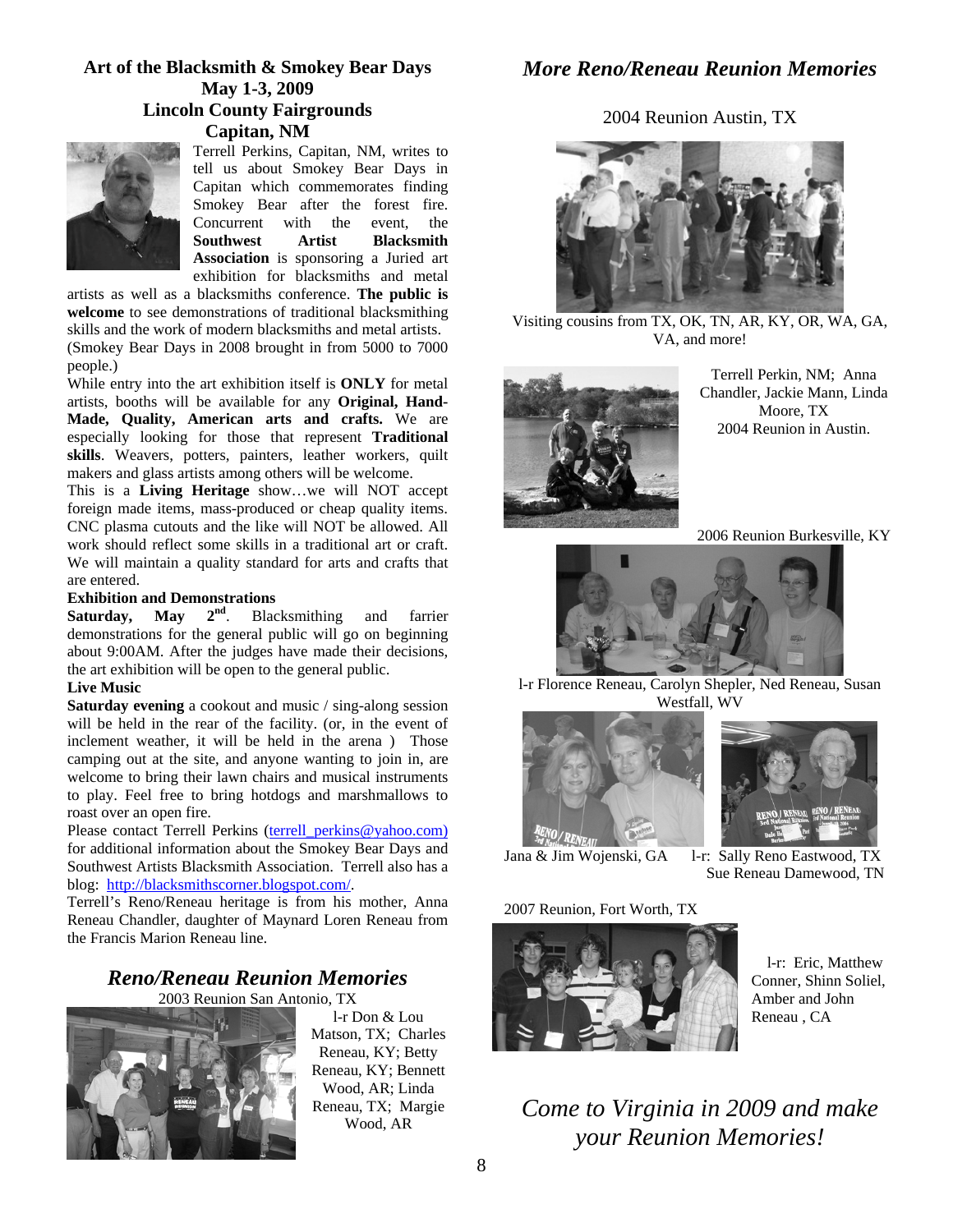## Art of the Blacksmith & Smokey Bear Days
## May 1-3, 2009
## Lincoln County Fairgrounds
## Capitan, NM

Terrell Perkins, Capitan, NM, writes to tell us about Smokey Bear Days in Capitan which commemorates finding Smokey Bear after the forest fire. Concurrent with the event, the **Southwest Artist Blacksmith Association** is sponsoring a Juried art exhibition for blacksmiths and metal artists as well as a blacksmiths conference. **The public is welcome** to see demonstrations of traditional blacksmithing skills and the work of modern blacksmiths and metal artists. (Smokey Bear Days in 2008 brought in from 5000 to 7000 people.)

While entry into the art exhibition itself is **ONLY** for metal artists, booths will be available for any **Original, Hand-Made, Quality, American arts and crafts.** We are especially looking for those that represent **Traditional skills**. Weavers, potters, painters, leather workers, quilt makers and glass artists among others will be welcome.

This is a **Living Heritage** show…we will NOT accept foreign made items, mass-produced or cheap quality items. CNC plasma cutouts and the like will NOT be allowed. All work should reflect some skills in a traditional art or craft. We will maintain a quality standard for arts and crafts that are entered.

**Exhibition and Demonstrations**

**Saturday, May 2nd**. Blacksmithing and farrier demonstrations for the general public will go on beginning about 9:00AM. After the judges have made their decisions, the art exhibition will be open to the general public.

**Live Music**

**Saturday evening** a cookout and music / sing-along session will be held in the rear of the facility. (or, in the event of inclement weather, it will be held in the arena ) Those camping out at the site, and anyone wanting to join in, are welcome to bring their lawn chairs and musical instruments to play. Feel free to bring hotdogs and marshmallows to roast over an open fire.

Please contact Terrell Perkins (terrell_perkins@yahoo.com) for additional information about the Smokey Bear Days and Southwest Artists Blacksmith Association. Terrell also has a blog: http://blacksmithscorner.blogspot.com/.

Terrell's Reno/Reneau heritage is from his mother, Anna Reneau Chandler, daughter of Maynard Loren Reneau from the Francis Marion Reneau line.

## *Reno/Reneau Reunion Memories*

2003 Reunion San Antonio, TX

l-r Don & Lou Matson, TX; Charles Reneau, KY; Betty Reneau, KY; Bennett Wood, AR; Linda Reneau, TX; Margie Wood, AR

## *More Reno/Reneau Reunion Memories*

2004 Reunion Austin, TX

Visiting cousins from TX, OK, TN, AR, KY, OR, WA, GA, VA, and more!

Terrell Perkin, NM; Anna Chandler, Jackie Mann, Linda Moore, TX
2004 Reunion in Austin.

2006 Reunion Burkesville, KY

l-r Florence Reneau, Carolyn Shepler, Ned Reneau, Susan Westfall, WV

Jana & Jim Wojenski, GA

l-r: Sally Reno Eastwood, TX
Sue Reneau Damewood, TN

2007 Reunion, Fort Worth, TX

l-r: Eric, Matthew Conner, Shinn Soliel, Amber and John Reneau , CA

*Come to Virginia in 2009 and make your Reunion Memories!*